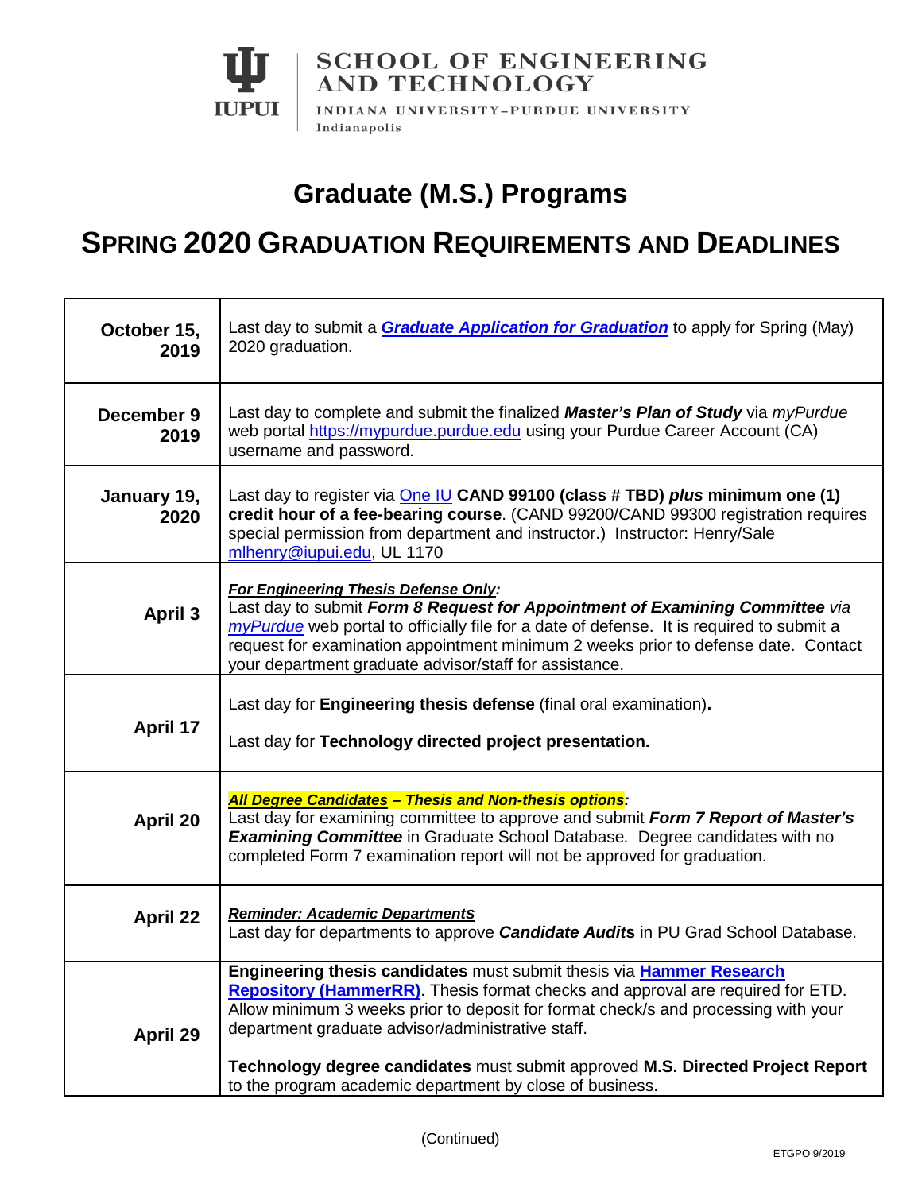SCHOOL OF ENGINEERING AND TECHNOLOGY

INDIANA UNIVERSITY–PURDUE UNIVERSITY Indianapolis

IUPUI

# Graduate (M.S.) Programs

# SPRING 2020 GRADUATION REQUIREMENTS AND DEADLINES

| Date | Requirement |
|---|---|
| **October 15, 2019** | Last day to submit a ***Graduate Application for Graduation*** to apply for Spring (May) 2020 graduation. |
| **December 9 2019** | Last day to complete and submit the finalized ***Master's Plan of Study*** via *myPurdue* web portal https://mypurdue.purdue.edu using your Purdue Career Account (CA) username and password. |
| **January 19, 2020** | Last day to register via One IU **CAND 99100 (class # TBD) *plus* minimum one (1) credit hour of a fee-bearing course**. (CAND 99200/CAND 99300 registration requires special permission from department and instructor.) Instructor: Henry/Sale mlhenry@iupui.edu, UL 1170 |
| **April 3** | ***For Engineering Thesis Defense Only:*** Last day to submit ***Form 8 Request for Appointment of Examining Committee*** *via myPurdue* web portal to officially file for a date of defense. It is required to submit a request for examination appointment minimum 2 weeks prior to defense date. Contact your department graduate advisor/staff for assistance. |
| **April 17** | Last day for **Engineering thesis defense** (final oral examination). Last day for **Technology directed project presentation.** |
| **April 20** | ***All Degree Candidates – Thesis and Non-thesis options:*** Last day for examining committee to approve and submit ***Form 7 Report of Master's Examining Committee*** in Graduate School Database*.* Degree candidates with no completed Form 7 examination report will not be approved for graduation. |
| **April 22** | ***Reminder: Academic Departments*** Last day for departments to approve ***Candidate Audits*** in PU Grad School Database. |
| **April 29** | **Engineering thesis candidates** must submit thesis via **Hammer Research Repository (HammerRR)**. Thesis format checks and approval are required for ETD. Allow minimum 3 weeks prior to deposit for format check/s and processing with your department graduate advisor/administrative staff. **Technology degree candidates** must submit approved **M.S. Directed Project Report** to the program academic department by close of business. |

(Continued)

ETGPO 9/2019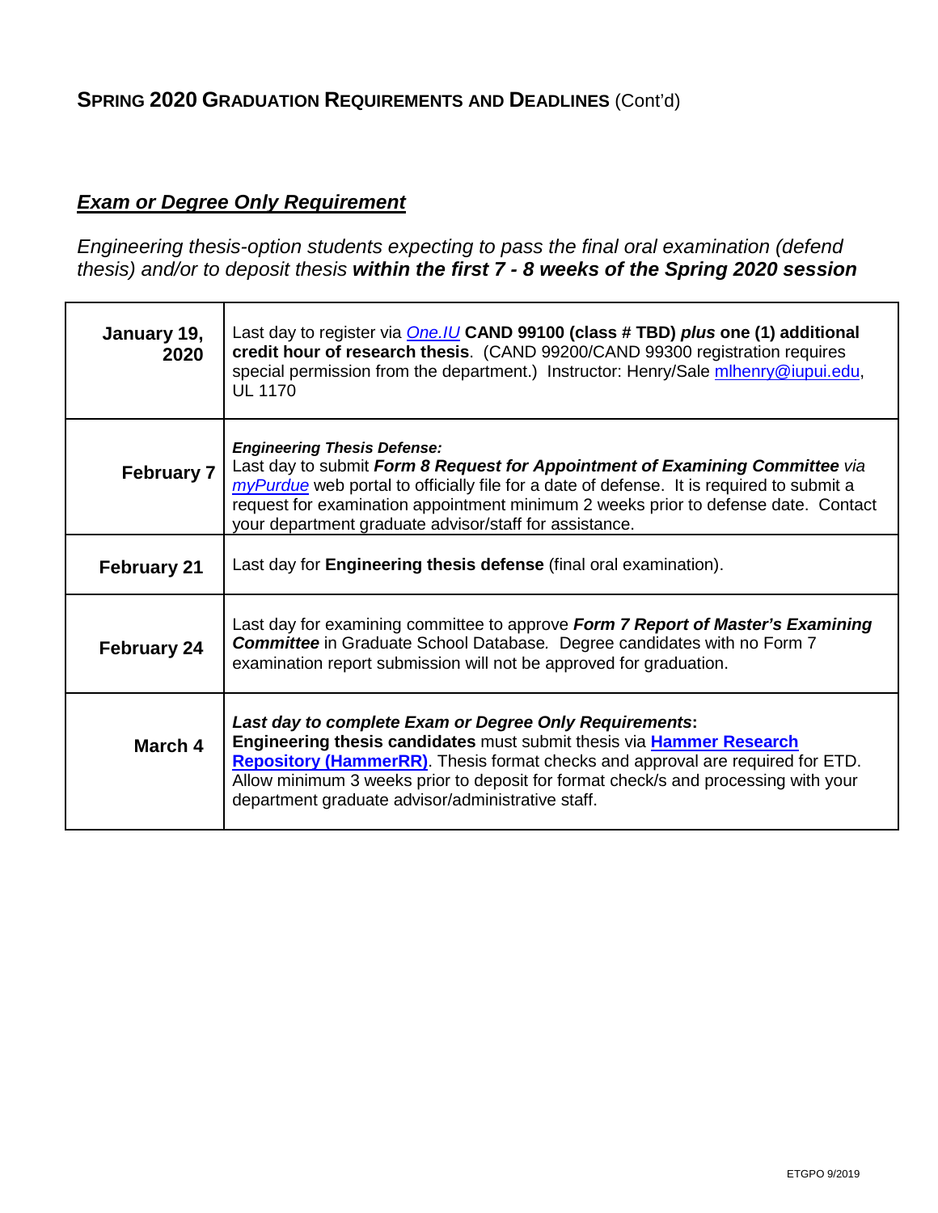## **Spring 2020 Graduation Requirements and Deadlines** (Cont'd)

### ***Exam or Degree Only Requirement***

*Engineering thesis-option students expecting to pass the final oral examination (defend thesis) and/or to deposit thesis **within the first 7 - 8 weeks of the Spring 2020 session***

| | |
|---|---|
| **January 19, 2020** | Last day to register via *One.IU* **CAND 99100 (class # TBD)** ***plus*** **one (1) additional credit hour of research thesis**. (CAND 99200/CAND 99300 registration requires special permission from the department.) Instructor: Henry/Sale mlhenry@iupui.edu, UL 1170 |
| **February 7** | ***Engineering Thesis Defense:*** Last day to submit ***Form 8 Request for Appointment of Examining Committee*** *via* *myPurdue* web portal to officially file for a date of defense. It is required to submit a request for examination appointment minimum 2 weeks prior to defense date. Contact your department graduate advisor/staff for assistance. |
| **February 21** | Last day for **Engineering thesis defense** (final oral examination). |
| **February 24** | Last day for examining committee to approve ***Form 7 Report of Master's Examining Committee*** in Graduate School Database*.* Degree candidates with no Form 7 examination report submission will not be approved for graduation. |
| **March 4** | ***Last day to complete Exam or Degree Only Requirements*****:** **Engineering thesis candidates** must submit thesis via **Hammer Research Repository (HammerRR)**. Thesis format checks and approval are required for ETD. Allow minimum 3 weeks prior to deposit for format check/s and processing with your department graduate advisor/administrative staff. |